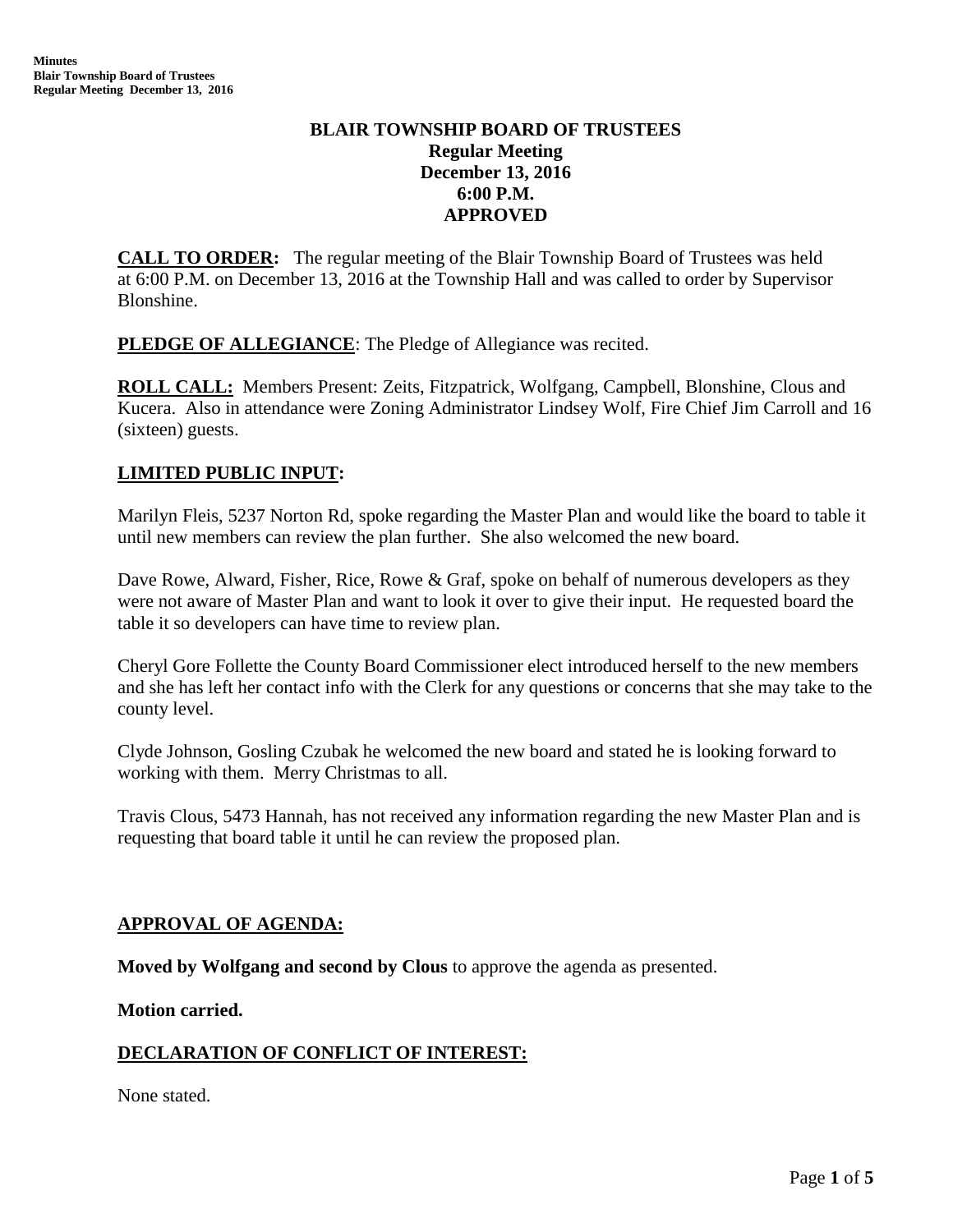# BLAIR TOWNSHIP BOARD OF TRUSTEES
## Regular Meeting
## December 13, 2016
## 6:00 P.M.
## APPROVED

**CALL TO ORDER:** The regular meeting of the Blair Township Board of Trustees was held at 6:00 P.M. on December 13, 2016 at the Township Hall and was called to order by Supervisor Blonshine.

**PLEDGE OF ALLEGIANCE**: The Pledge of Allegiance was recited.

**ROLL CALL:** Members Present: Zeits, Fitzpatrick, Wolfgang, Campbell, Blonshine, Clous and Kucera. Also in attendance were Zoning Administrator Lindsey Wolf, Fire Chief Jim Carroll and 16 (sixteen) guests.

**LIMITED PUBLIC INPUT:**

Marilyn Fleis, 5237 Norton Rd, spoke regarding the Master Plan and would like the board to table it until new members can review the plan further. She also welcomed the new board.

Dave Rowe, Alward, Fisher, Rice, Rowe & Graf, spoke on behalf of numerous developers as they were not aware of Master Plan and want to look it over to give their input. He requested board the table it so developers can have time to review plan.

Cheryl Gore Follette the County Board Commissioner elect introduced herself to the new members and she has left her contact info with the Clerk for any questions or concerns that she may take to the county level.

Clyde Johnson, Gosling Czubak he welcomed the new board and stated he is looking forward to working with them. Merry Christmas to all.

Travis Clous, 5473 Hannah, has not received any information regarding the new Master Plan and is requesting that board table it until he can review the proposed plan.

**APPROVAL OF AGENDA:**

**Moved by Wolfgang and second by Clous** to approve the agenda as presented.

**Motion carried.**

**DECLARATION OF CONFLICT OF INTEREST:**

None stated.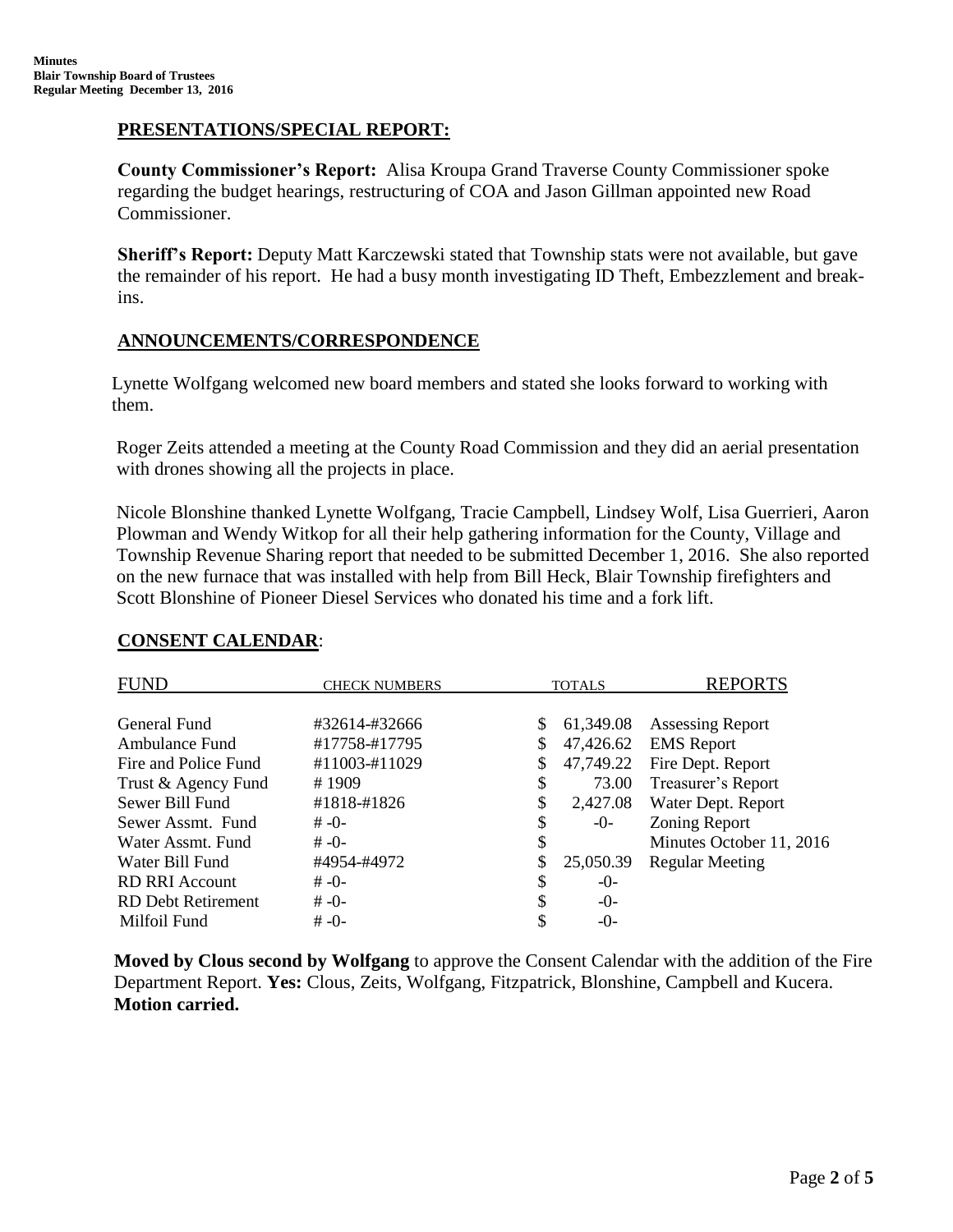## PRESENTATIONS/SPECIAL REPORT:

**County Commissioner's Report:** Alisa Kroupa Grand Traverse County Commissioner spoke regarding the budget hearings, restructuring of COA and Jason Gillman appointed new Road Commissioner.

**Sheriff's Report:** Deputy Matt Karczewski stated that Township stats were not available, but gave the remainder of his report. He had a busy month investigating ID Theft, Embezzlement and break-ins.

## ANNOUNCEMENTS/CORRESPONDENCE

Lynette Wolfgang welcomed new board members and stated she looks forward to working with them.

Roger Zeits attended a meeting at the County Road Commission and they did an aerial presentation with drones showing all the projects in place.

Nicole Blonshine thanked Lynette Wolfgang, Tracie Campbell, Lindsey Wolf, Lisa Guerrieri, Aaron Plowman and Wendy Witkop for all their help gathering information for the County, Village and Township Revenue Sharing report that needed to be submitted December 1, 2016. She also reported on the new furnace that was installed with help from Bill Heck, Blair Township firefighters and Scott Blonshine of Pioneer Diesel Services who donated his time and a fork lift.

## CONSENT CALENDAR:

| FUND | CHECK NUMBERS | TOTALS | REPORTS |
|---|---|---|---|
| General Fund | #32614-#32666 | $ 61,349.08 | Assessing Report |
| Ambulance Fund | #17758-#17795 | $ 47,426.62 | EMS Report |
| Fire and Police Fund | #11003-#11029 | $ 47,749.22 | Fire Dept. Report |
| Trust & Agency Fund | # 1909 | $ 73.00 | Treasurer's Report |
| Sewer Bill Fund | #1818-#1826 | $ 2,427.08 | Water Dept. Report |
| Sewer Assmt. Fund | # -0- | $ -0- | Zoning Report |
| Water Assmt. Fund | # -0- | $ | Minutes October 11, 2016 |
| Water Bill Fund | #4954-#4972 | $ 25,050.39 | Regular Meeting |
| RD RRI Account | # -0- | $ -0- | |
| RD Debt Retirement | # -0- | $ -0- | |
| Milfoil Fund | # -0- | $ -0- | |

**Moved by Clous second by Wolfgang** to approve the Consent Calendar with the addition of the Fire Department Report. **Yes:** Clous, Zeits, Wolfgang, Fitzpatrick, Blonshine, Campbell and Kucera. **Motion carried.**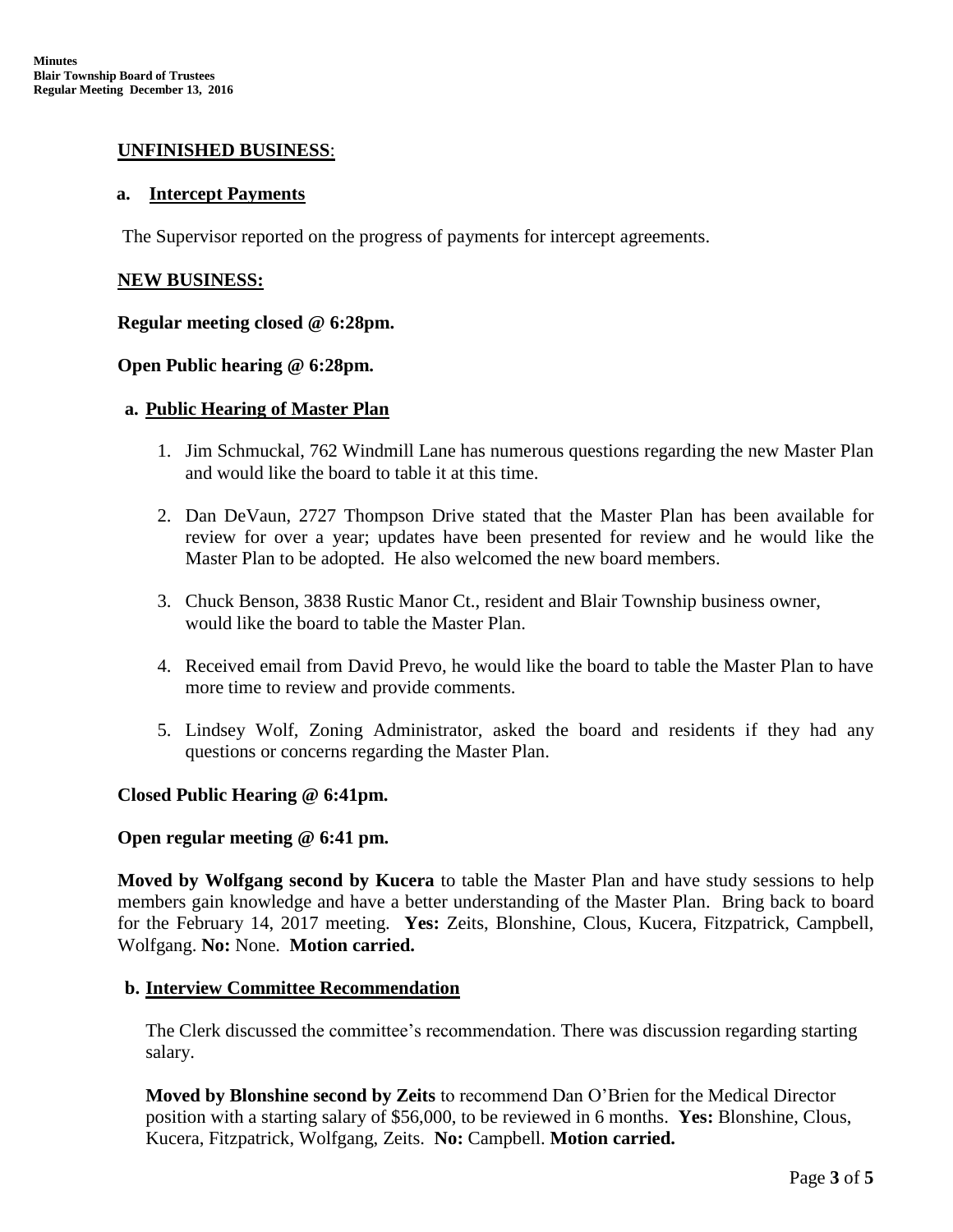## UNFINISHED BUSINESS:

### a. Intercept Payments

The Supervisor reported on the progress of payments for intercept agreements.

## NEW BUSINESS:

**Regular meeting closed @ 6:28pm.**

**Open Public hearing @ 6:28pm.**

### a. Public Hearing of Master Plan

1. Jim Schmuckal, 762 Windmill Lane has numerous questions regarding the new Master Plan and would like the board to table it at this time.

2. Dan DeVaun, 2727 Thompson Drive stated that the Master Plan has been available for review for over a year; updates have been presented for review and he would like the Master Plan to be adopted. He also welcomed the new board members.

3. Chuck Benson, 3838 Rustic Manor Ct., resident and Blair Township business owner, would like the board to table the Master Plan.

4. Received email from David Prevo, he would like the board to table the Master Plan to have more time to review and provide comments.

5. Lindsey Wolf, Zoning Administrator, asked the board and residents if they had any questions or concerns regarding the Master Plan.

**Closed Public Hearing @ 6:41pm.**

**Open regular meeting @ 6:41 pm.**

**Moved by Wolfgang second by Kucera** to table the Master Plan and have study sessions to help members gain knowledge and have a better understanding of the Master Plan. Bring back to board for the February 14, 2017 meeting. **Yes:** Zeits, Blonshine, Clous, Kucera, Fitzpatrick, Campbell, Wolfgang. **No:** None. **Motion carried.**

### b. Interview Committee Recommendation

The Clerk discussed the committee's recommendation. There was discussion regarding starting salary.

**Moved by Blonshine second by Zeits** to recommend Dan O'Brien for the Medical Director position with a starting salary of $56,000, to be reviewed in 6 months. **Yes:** Blonshine, Clous, Kucera, Fitzpatrick, Wolfgang, Zeits. **No:** Campbell. **Motion carried.**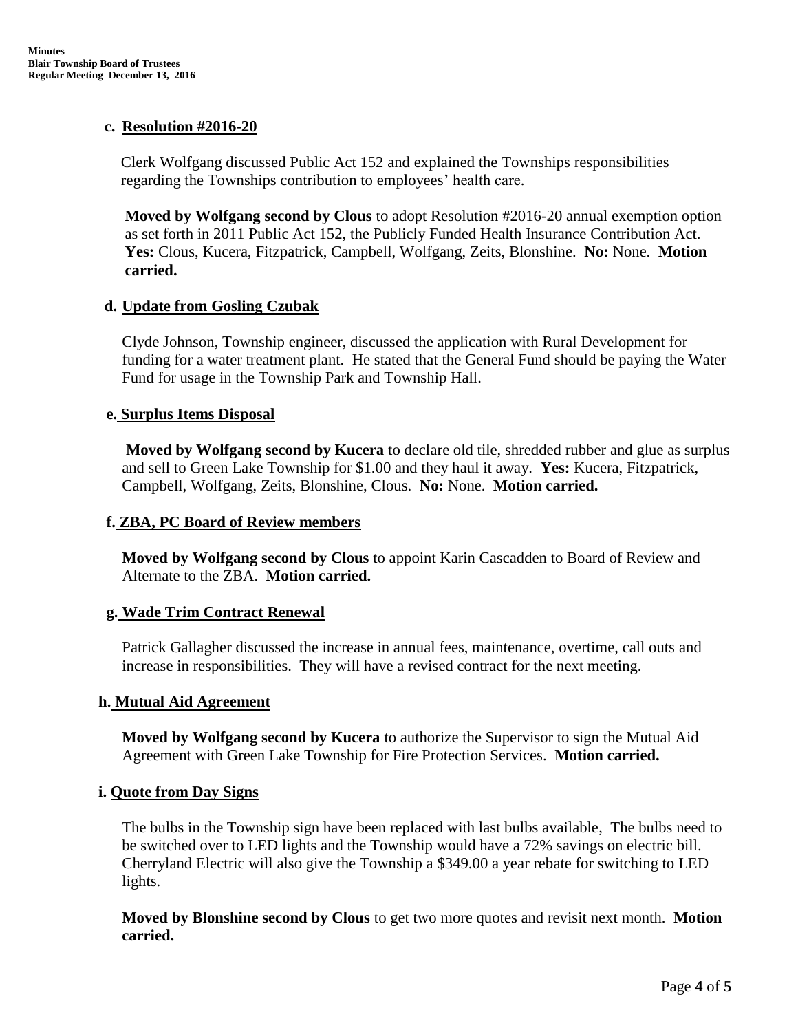**c. Resolution #2016-20**

Clerk Wolfgang discussed Public Act 152 and explained the Townships responsibilities regarding the Townships contribution to employees' health care.

**Moved by Wolfgang second by Clous** to adopt Resolution #2016-20 annual exemption option as set forth in 2011 Public Act 152, the Publicly Funded Health Insurance Contribution Act. **Yes:** Clous, Kucera, Fitzpatrick, Campbell, Wolfgang, Zeits, Blonshine. **No:** None. **Motion carried.**

**d. Update from Gosling Czubak**

Clyde Johnson, Township engineer, discussed the application with Rural Development for funding for a water treatment plant. He stated that the General Fund should be paying the Water Fund for usage in the Township Park and Township Hall.

**e. Surplus Items Disposal**

**Moved by Wolfgang second by Kucera** to declare old tile, shredded rubber and glue as surplus and sell to Green Lake Township for $1.00 and they haul it away. **Yes:** Kucera, Fitzpatrick, Campbell, Wolfgang, Zeits, Blonshine, Clous. **No:** None. **Motion carried.**

**f. ZBA, PC Board of Review members**

**Moved by Wolfgang second by Clous** to appoint Karin Cascadden to Board of Review and Alternate to the ZBA. **Motion carried.**

**g. Wade Trim Contract Renewal**

Patrick Gallagher discussed the increase in annual fees, maintenance, overtime, call outs and increase in responsibilities. They will have a revised contract for the next meeting.

**h. Mutual Aid Agreement**

**Moved by Wolfgang second by Kucera** to authorize the Supervisor to sign the Mutual Aid Agreement with Green Lake Township for Fire Protection Services. **Motion carried.**

**i. Quote from Day Signs**

The bulbs in the Township sign have been replaced with last bulbs available, The bulbs need to be switched over to LED lights and the Township would have a 72% savings on electric bill. Cherryland Electric will also give the Township a $349.00 a year rebate for switching to LED lights.

**Moved by Blonshine second by Clous** to get two more quotes and revisit next month. **Motion carried.**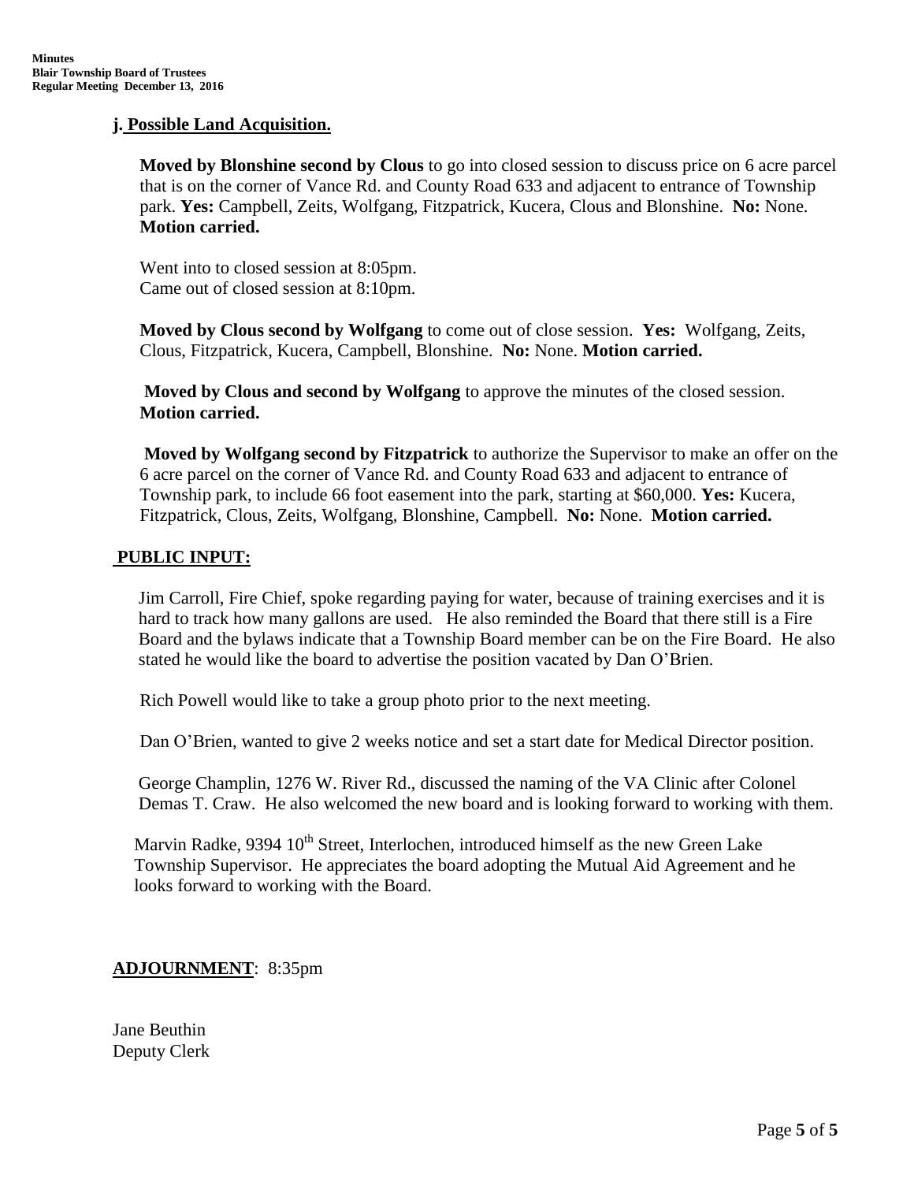**j. Possible Land Acquisition.**

**Moved by Blonshine second by Clous** to go into closed session to discuss price on 6 acre parcel that is on the corner of Vance Rd. and County Road 633 and adjacent to entrance of Township park. **Yes:** Campbell, Zeits, Wolfgang, Fitzpatrick, Kucera, Clous and Blonshine. **No:** None. **Motion carried.**

Went into to closed session at 8:05pm.
Came out of closed session at 8:10pm.

**Moved by Clous second by Wolfgang** to come out of close session. **Yes:** Wolfgang, Zeits, Clous, Fitzpatrick, Kucera, Campbell, Blonshine. **No:** None. **Motion carried.**

**Moved by Clous and second by Wolfgang** to approve the minutes of the closed session. **Motion carried.**

**Moved by Wolfgang second by Fitzpatrick** to authorize the Supervisor to make an offer on the 6 acre parcel on the corner of Vance Rd. and County Road 633 and adjacent to entrance of Township park, to include 66 foot easement into the park, starting at $60,000. **Yes:** Kucera, Fitzpatrick, Clous, Zeits, Wolfgang, Blonshine, Campbell. **No:** None. **Motion carried.**

**PUBLIC INPUT:**

Jim Carroll, Fire Chief, spoke regarding paying for water, because of training exercises and it is hard to track how many gallons are used. He also reminded the Board that there still is a Fire Board and the bylaws indicate that a Township Board member can be on the Fire Board. He also stated he would like the board to advertise the position vacated by Dan O'Brien.

Rich Powell would like to take a group photo prior to the next meeting.

Dan O'Brien, wanted to give 2 weeks notice and set a start date for Medical Director position.

George Champlin, 1276 W. River Rd., discussed the naming of the VA Clinic after Colonel Demas T. Craw. He also welcomed the new board and is looking forward to working with them.

Marvin Radke, 9394 10th Street, Interlochen, introduced himself as the new Green Lake Township Supervisor. He appreciates the board adopting the Mutual Aid Agreement and he looks forward to working with the Board.

**ADJOURNMENT**: 8:35pm

Jane Beuthin
Deputy Clerk